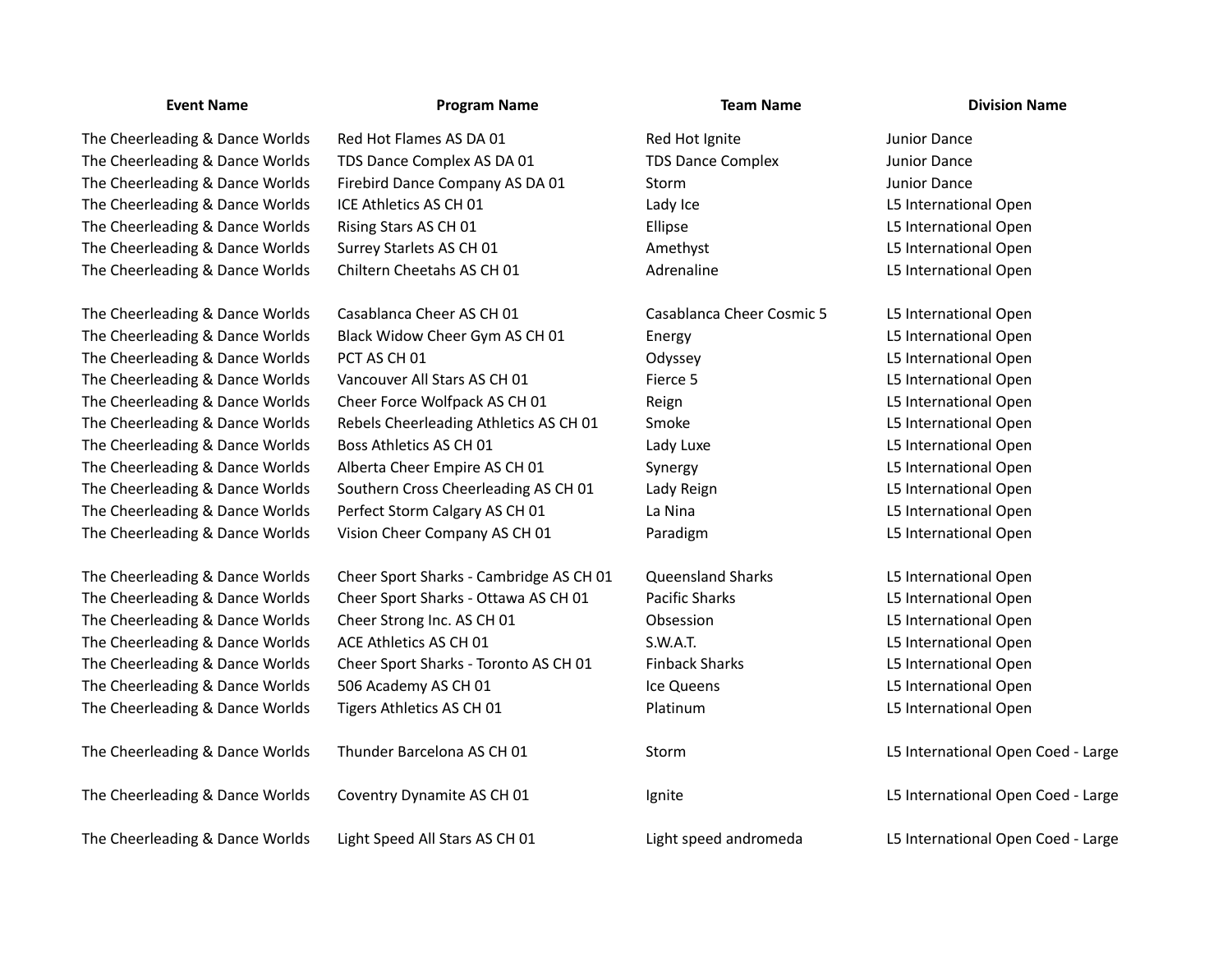| Event Name | Program Name | Team Name | Division Name |
|---|---|---|---|
| The Cheerleading & Dance Worlds | Red Hot Flames AS DA 01 | Red Hot Ignite | Junior Dance |
| The Cheerleading & Dance Worlds | TDS Dance Complex AS DA 01 | TDS Dance Complex | Junior Dance |
| The Cheerleading & Dance Worlds | Firebird Dance Company AS DA 01 | Storm | Junior Dance |
| The Cheerleading & Dance Worlds | ICE Athletics AS CH 01 | Lady Ice | L5 International Open |
| The Cheerleading & Dance Worlds | Rising Stars AS CH 01 | Ellipse | L5 International Open |
| The Cheerleading & Dance Worlds | Surrey Starlets AS CH 01 | Amethyst | L5 International Open |
| The Cheerleading & Dance Worlds | Chiltern Cheetahs AS CH 01 | Adrenaline | L5 International Open |
| The Cheerleading & Dance Worlds | Casablanca Cheer AS CH 01 | Casablanca Cheer Cosmic 5 | L5 International Open |
| The Cheerleading & Dance Worlds | Black Widow Cheer Gym AS CH 01 | Energy | L5 International Open |
| The Cheerleading & Dance Worlds | PCT AS CH 01 | Odyssey | L5 International Open |
| The Cheerleading & Dance Worlds | Vancouver All Stars AS CH 01 | Fierce 5 | L5 International Open |
| The Cheerleading & Dance Worlds | Cheer Force Wolfpack AS CH 01 | Reign | L5 International Open |
| The Cheerleading & Dance Worlds | Rebels Cheerleading Athletics AS CH 01 | Smoke | L5 International Open |
| The Cheerleading & Dance Worlds | Boss Athletics AS CH 01 | Lady Luxe | L5 International Open |
| The Cheerleading & Dance Worlds | Alberta Cheer Empire AS CH 01 | Synergy | L5 International Open |
| The Cheerleading & Dance Worlds | Southern Cross Cheerleading AS CH 01 | Lady Reign | L5 International Open |
| The Cheerleading & Dance Worlds | Perfect Storm Calgary AS CH 01 | La Nina | L5 International Open |
| The Cheerleading & Dance Worlds | Vision Cheer Company AS CH 01 | Paradigm | L5 International Open |
| The Cheerleading & Dance Worlds | Cheer Sport Sharks - Cambridge AS CH 01 | Queensland Sharks | L5 International Open |
| The Cheerleading & Dance Worlds | Cheer Sport Sharks - Ottawa AS CH 01 | Pacific Sharks | L5 International Open |
| The Cheerleading & Dance Worlds | Cheer Strong Inc. AS CH 01 | Obsession | L5 International Open |
| The Cheerleading & Dance Worlds | ACE Athletics AS CH 01 | S.W.A.T. | L5 International Open |
| The Cheerleading & Dance Worlds | Cheer Sport Sharks - Toronto AS CH 01 | Finback Sharks | L5 International Open |
| The Cheerleading & Dance Worlds | 506 Academy AS CH 01 | Ice Queens | L5 International Open |
| The Cheerleading & Dance Worlds | Tigers Athletics AS CH 01 | Platinum | L5 International Open |
| The Cheerleading & Dance Worlds | Thunder Barcelona AS CH 01 | Storm | L5 International Open Coed - Large |
| The Cheerleading & Dance Worlds | Coventry Dynamite AS CH 01 | Ignite | L5 International Open Coed - Large |
| The Cheerleading & Dance Worlds | Light Speed All Stars AS CH 01 | Light speed andromeda | L5 International Open Coed - Large |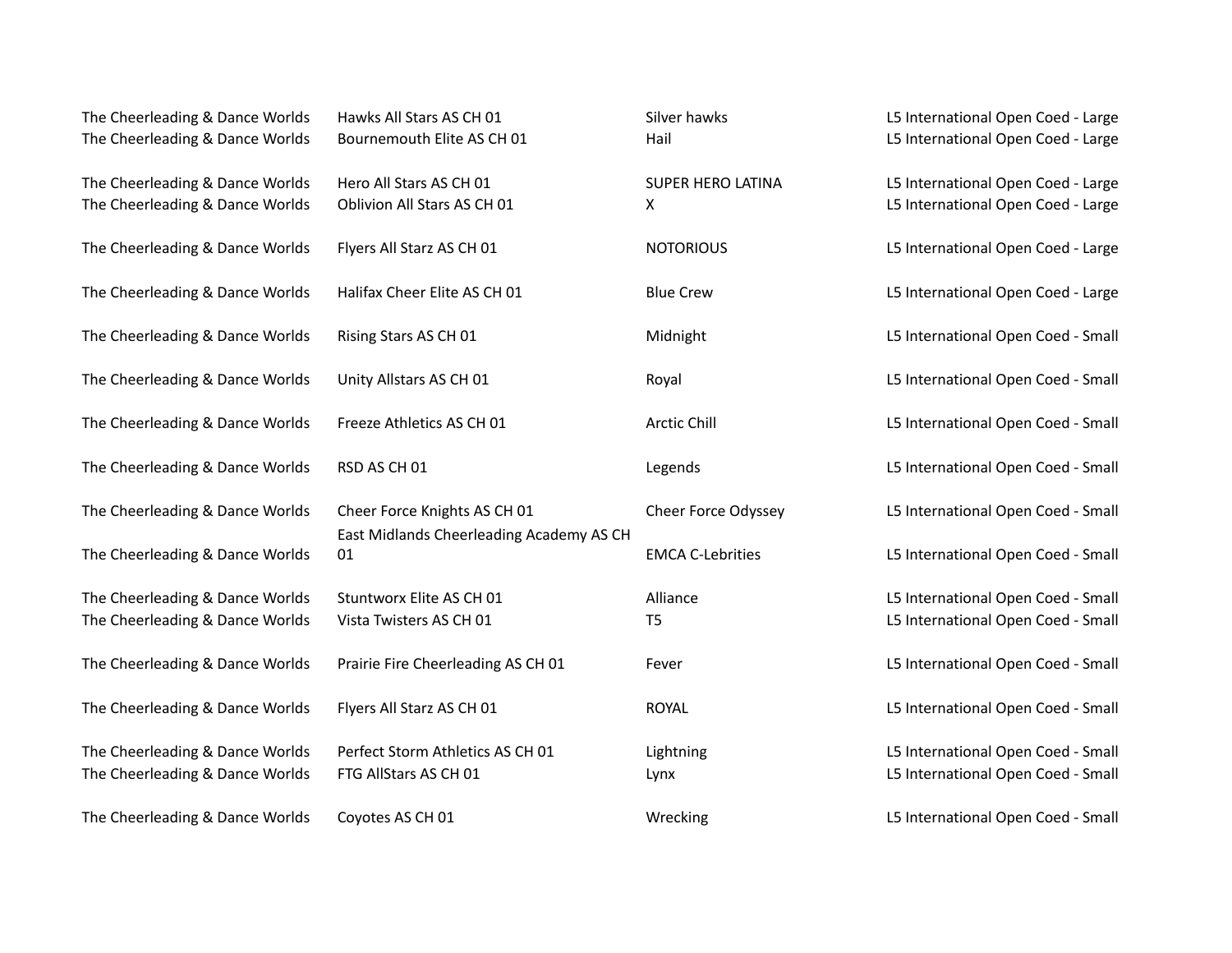| | | | |
|---|---|---|---|
| The Cheerleading & Dance Worlds | Hawks All Stars AS CH 01 | Silver hawks | L5 International Open Coed - Large |
| The Cheerleading & Dance Worlds | Bournemouth Elite AS CH 01 | Hail | L5 International Open Coed - Large |
| The Cheerleading & Dance Worlds | Hero All Stars AS CH 01 | SUPER HERO LATINA | L5 International Open Coed - Large |
| The Cheerleading & Dance Worlds | Oblivion All Stars AS CH 01 | X | L5 International Open Coed - Large |
| The Cheerleading & Dance Worlds | Flyers All Starz AS CH 01 | NOTORIOUS | L5 International Open Coed - Large |
| The Cheerleading & Dance Worlds | Halifax Cheer Elite AS CH 01 | Blue Crew | L5 International Open Coed - Large |
| The Cheerleading & Dance Worlds | Rising Stars AS CH 01 | Midnight | L5 International Open Coed - Small |
| The Cheerleading & Dance Worlds | Unity Allstars AS CH 01 | Royal | L5 International Open Coed - Small |
| The Cheerleading & Dance Worlds | Freeze Athletics AS CH 01 | Arctic Chill | L5 International Open Coed - Small |
| The Cheerleading & Dance Worlds | RSD AS CH 01 | Legends | L5 International Open Coed - Small |
| The Cheerleading & Dance Worlds | Cheer Force Knights AS CH 01 | Cheer Force Odyssey | L5 International Open Coed - Small |
| The Cheerleading & Dance Worlds | East Midlands Cheerleading Academy AS CH 01 | EMCA C-Lebrities | L5 International Open Coed - Small |
| The Cheerleading & Dance Worlds | Stuntworx Elite AS CH 01 | Alliance | L5 International Open Coed - Small |
| The Cheerleading & Dance Worlds | Vista Twisters AS CH 01 | T5 | L5 International Open Coed - Small |
| The Cheerleading & Dance Worlds | Prairie Fire Cheerleading AS CH 01 | Fever | L5 International Open Coed - Small |
| The Cheerleading & Dance Worlds | Flyers All Starz AS CH 01 | ROYAL | L5 International Open Coed - Small |
| The Cheerleading & Dance Worlds | Perfect Storm Athletics AS CH 01 | Lightning | L5 International Open Coed - Small |
| The Cheerleading & Dance Worlds | FTG AllStars AS CH 01 | Lynx | L5 International Open Coed - Small |
| The Cheerleading & Dance Worlds | Coyotes AS CH 01 | Wrecking | L5 International Open Coed - Small |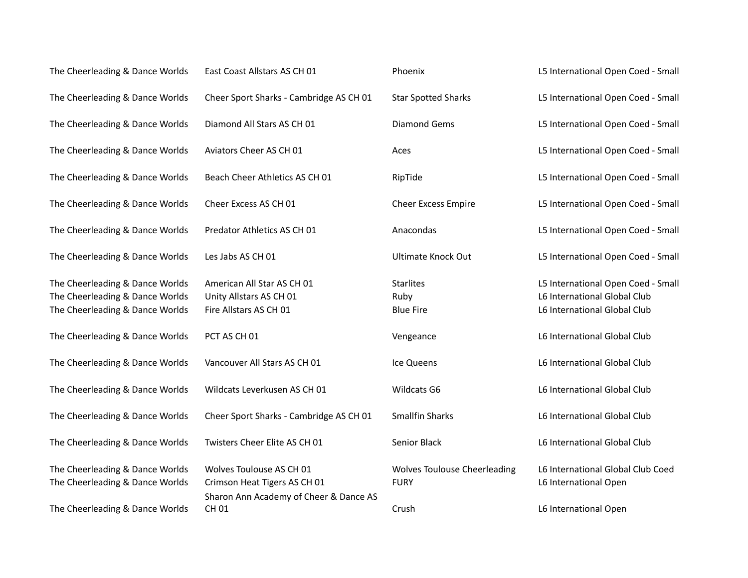| | | | |
|---|---|---|---|
| The Cheerleading & Dance Worlds | East Coast Allstars AS CH 01 | Phoenix | L5 International Open Coed - Small |
| The Cheerleading & Dance Worlds | Cheer Sport Sharks - Cambridge AS CH 01 | Star Spotted Sharks | L5 International Open Coed - Small |
| The Cheerleading & Dance Worlds | Diamond All Stars AS CH 01 | Diamond Gems | L5 International Open Coed - Small |
| The Cheerleading & Dance Worlds | Aviators Cheer AS CH 01 | Aces | L5 International Open Coed - Small |
| The Cheerleading & Dance Worlds | Beach Cheer Athletics AS CH 01 | RipTide | L5 International Open Coed - Small |
| The Cheerleading & Dance Worlds | Cheer Excess AS CH 01 | Cheer Excess Empire | L5 International Open Coed - Small |
| The Cheerleading & Dance Worlds | Predator Athletics AS CH 01 | Anacondas | L5 International Open Coed - Small |
| The Cheerleading & Dance Worlds | Les Jabs AS CH 01 | Ultimate Knock Out | L5 International Open Coed - Small |
| The Cheerleading & Dance Worlds | American All Star AS CH 01 | Starlites | L5 International Open Coed - Small |
| The Cheerleading & Dance Worlds | Unity Allstars AS CH 01 | Ruby | L6 International Global Club |
| The Cheerleading & Dance Worlds | Fire Allstars AS CH 01 | Blue Fire | L6 International Global Club |
| The Cheerleading & Dance Worlds | PCT AS CH 01 | Vengeance | L6 International Global Club |
| The Cheerleading & Dance Worlds | Vancouver All Stars AS CH 01 | Ice Queens | L6 International Global Club |
| The Cheerleading & Dance Worlds | Wildcats Leverkusen AS CH 01 | Wildcats G6 | L6 International Global Club |
| The Cheerleading & Dance Worlds | Cheer Sport Sharks - Cambridge AS CH 01 | Smallfin Sharks | L6 International Global Club |
| The Cheerleading & Dance Worlds | Twisters Cheer Elite AS CH 01 | Senior Black | L6 International Global Club |
| The Cheerleading & Dance Worlds | Wolves Toulouse AS CH 01 | Wolves Toulouse Cheerleading | L6 International Global Club Coed |
| The Cheerleading & Dance Worlds | Crimson Heat Tigers AS CH 01 | FURY | L6 International Open |
| The Cheerleading & Dance Worlds | Sharon Ann Academy of Cheer & Dance AS CH 01 | Crush | L6 International Open |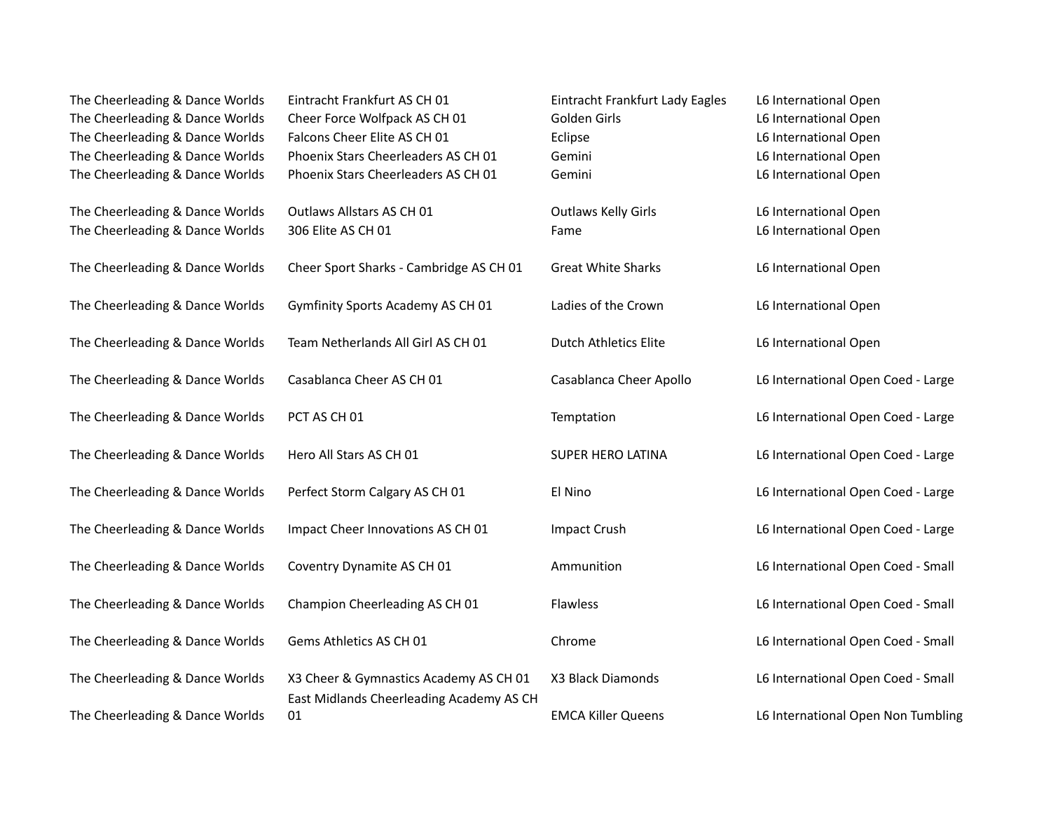| | | | |
|---|---|---|---|
| The Cheerleading & Dance Worlds | Eintracht Frankfurt AS CH 01 | Eintracht Frankfurt Lady Eagles | L6 International Open |
| The Cheerleading & Dance Worlds | Cheer Force Wolfpack AS CH 01 | Golden Girls | L6 International Open |
| The Cheerleading & Dance Worlds | Falcons Cheer Elite AS CH 01 | Eclipse | L6 International Open |
| The Cheerleading & Dance Worlds | Phoenix Stars Cheerleaders AS CH 01 | Gemini | L6 International Open |
| The Cheerleading & Dance Worlds | Phoenix Stars Cheerleaders AS CH 01 | Gemini | L6 International Open |
| The Cheerleading & Dance Worlds | Outlaws Allstars AS CH 01 | Outlaws Kelly Girls | L6 International Open |
| The Cheerleading & Dance Worlds | 306 Elite AS CH 01 | Fame | L6 International Open |
| The Cheerleading & Dance Worlds | Cheer Sport Sharks - Cambridge AS CH 01 | Great White Sharks | L6 International Open |
| The Cheerleading & Dance Worlds | Gymfinity Sports Academy AS CH 01 | Ladies of the Crown | L6 International Open |
| The Cheerleading & Dance Worlds | Team Netherlands All Girl AS CH 01 | Dutch Athletics Elite | L6 International Open |
| The Cheerleading & Dance Worlds | Casablanca Cheer AS CH 01 | Casablanca Cheer Apollo | L6 International Open Coed - Large |
| The Cheerleading & Dance Worlds | PCT AS CH 01 | Temptation | L6 International Open Coed - Large |
| The Cheerleading & Dance Worlds | Hero All Stars AS CH 01 | SUPER HERO LATINA | L6 International Open Coed - Large |
| The Cheerleading & Dance Worlds | Perfect Storm Calgary AS CH 01 | El Nino | L6 International Open Coed - Large |
| The Cheerleading & Dance Worlds | Impact Cheer Innovations AS CH 01 | Impact Crush | L6 International Open Coed - Large |
| The Cheerleading & Dance Worlds | Coventry Dynamite AS CH 01 | Ammunition | L6 International Open Coed - Small |
| The Cheerleading & Dance Worlds | Champion Cheerleading AS CH 01 | Flawless | L6 International Open Coed - Small |
| The Cheerleading & Dance Worlds | Gems Athletics AS CH 01 | Chrome | L6 International Open Coed - Small |
| The Cheerleading & Dance Worlds | X3 Cheer & Gymnastics Academy AS CH 01 | X3 Black Diamonds | L6 International Open Coed - Small |
| The Cheerleading & Dance Worlds | East Midlands Cheerleading Academy AS CH 01 | EMCA Killer Queens | L6 International Open Non Tumbling |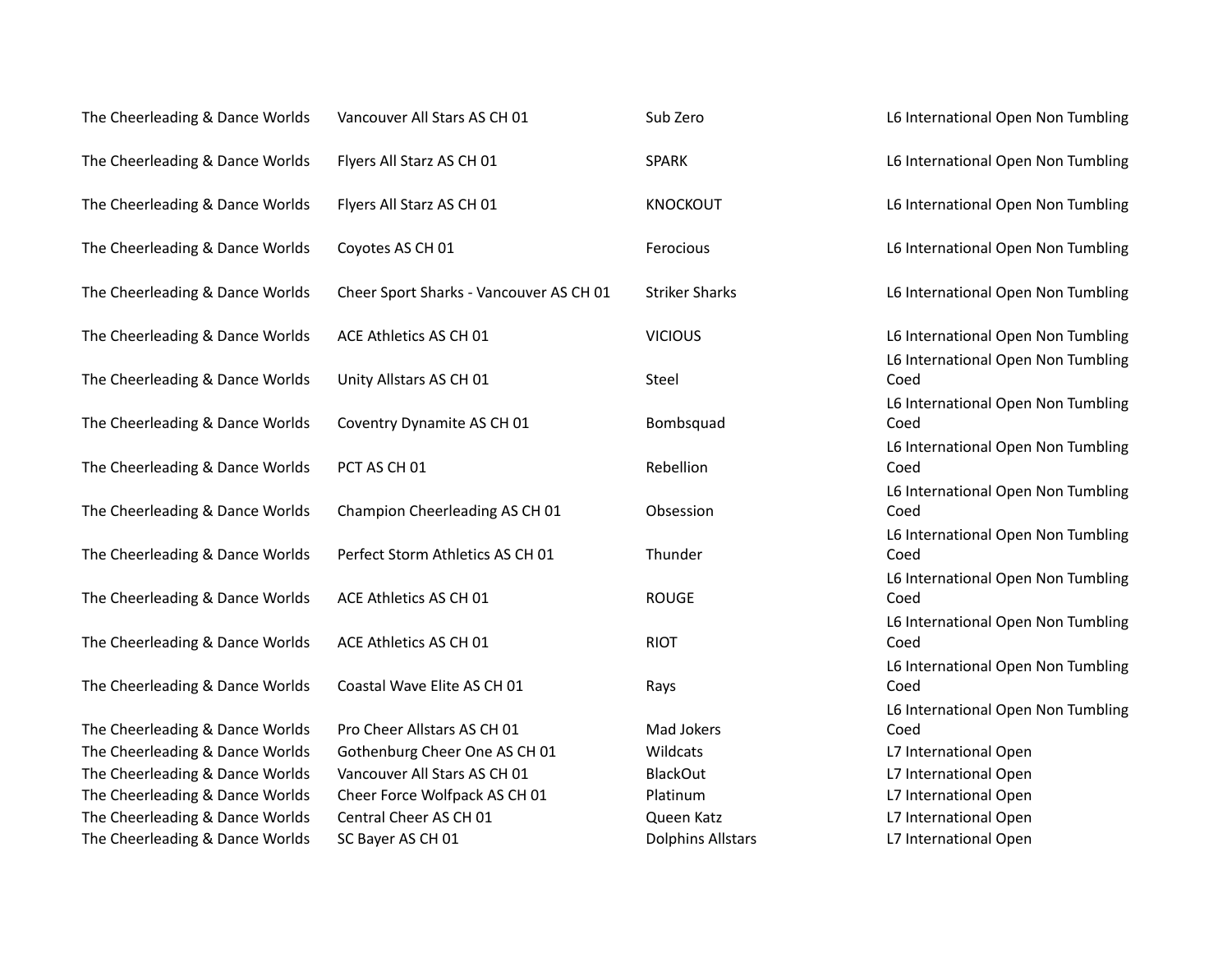| | | | |
|---|---|---|---|
| The Cheerleading & Dance Worlds | Vancouver All Stars AS CH 01 | Sub Zero | L6 International Open Non Tumbling |
| The Cheerleading & Dance Worlds | Flyers All Starz AS CH 01 | SPARK | L6 International Open Non Tumbling |
| The Cheerleading & Dance Worlds | Flyers All Starz AS CH 01 | KNOCKOUT | L6 International Open Non Tumbling |
| The Cheerleading & Dance Worlds | Coyotes AS CH 01 | Ferocious | L6 International Open Non Tumbling |
| The Cheerleading & Dance Worlds | Cheer Sport Sharks - Vancouver AS CH 01 | Striker Sharks | L6 International Open Non Tumbling |
| The Cheerleading & Dance Worlds | ACE Athletics AS CH 01 | VICIOUS | L6 International Open Non Tumbling |
| The Cheerleading & Dance Worlds | Unity Allstars AS CH 01 | Steel | L6 International Open Non Tumbling Coed |
| The Cheerleading & Dance Worlds | Coventry Dynamite AS CH 01 | Bombsquad | L6 International Open Non Tumbling Coed |
| The Cheerleading & Dance Worlds | PCT AS CH 01 | Rebellion | L6 International Open Non Tumbling Coed |
| The Cheerleading & Dance Worlds | Champion Cheerleading AS CH 01 | Obsession | L6 International Open Non Tumbling Coed |
| The Cheerleading & Dance Worlds | Perfect Storm Athletics AS CH 01 | Thunder | L6 International Open Non Tumbling Coed |
| The Cheerleading & Dance Worlds | ACE Athletics AS CH 01 | ROUGE | L6 International Open Non Tumbling Coed |
| The Cheerleading & Dance Worlds | ACE Athletics AS CH 01 | RIOT | L6 International Open Non Tumbling Coed |
| The Cheerleading & Dance Worlds | Coastal Wave Elite AS CH 01 | Rays | L6 International Open Non Tumbling Coed |
| The Cheerleading & Dance Worlds | Pro Cheer Allstars AS CH 01 | Mad Jokers | L6 International Open Non Tumbling Coed |
| The Cheerleading & Dance Worlds | Gothenburg Cheer One AS CH 01 | Wildcats | L7 International Open |
| The Cheerleading & Dance Worlds | Vancouver All Stars AS CH 01 | BlackOut | L7 International Open |
| The Cheerleading & Dance Worlds | Cheer Force Wolfpack AS CH 01 | Platinum | L7 International Open |
| The Cheerleading & Dance Worlds | Central Cheer AS CH 01 | Queen Katz | L7 International Open |
| The Cheerleading & Dance Worlds | SC Bayer AS CH 01 | Dolphins Allstars | L7 International Open |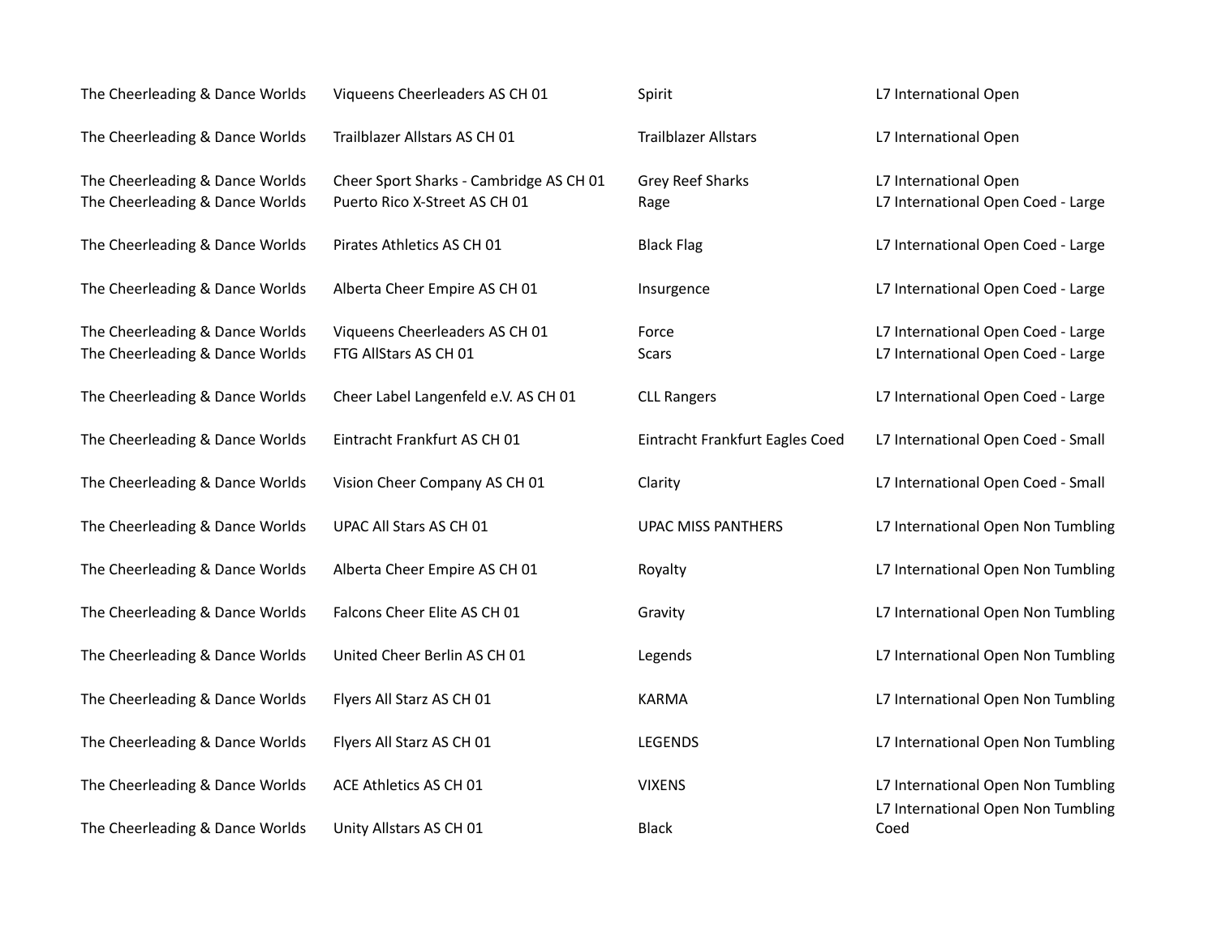| | | | |
|---|---|---|---|
| The Cheerleading & Dance Worlds | Viqueens Cheerleaders AS CH 01 | Spirit | L7 International Open |
| The Cheerleading & Dance Worlds | Trailblazer Allstars AS CH 01 | Trailblazer Allstars | L7 International Open |
| The Cheerleading & Dance Worlds | Cheer Sport Sharks - Cambridge AS CH 01 | Grey Reef Sharks | L7 International Open |
| The Cheerleading & Dance Worlds | Puerto Rico X-Street AS CH 01 | Rage | L7 International Open Coed - Large |
| The Cheerleading & Dance Worlds | Pirates Athletics AS CH 01 | Black Flag | L7 International Open Coed - Large |
| The Cheerleading & Dance Worlds | Alberta Cheer Empire AS CH 01 | Insurgence | L7 International Open Coed - Large |
| The Cheerleading & Dance Worlds | Viqueens Cheerleaders AS CH 01 | Force | L7 International Open Coed - Large |
| The Cheerleading & Dance Worlds | FTG AllStars AS CH 01 | Scars | L7 International Open Coed - Large |
| The Cheerleading & Dance Worlds | Cheer Label Langenfeld e.V. AS CH 01 | CLL Rangers | L7 International Open Coed - Large |
| The Cheerleading & Dance Worlds | Eintracht Frankfurt AS CH 01 | Eintracht Frankfurt Eagles Coed | L7 International Open Coed - Small |
| The Cheerleading & Dance Worlds | Vision Cheer Company AS CH 01 | Clarity | L7 International Open Coed - Small |
| The Cheerleading & Dance Worlds | UPAC All Stars AS CH 01 | UPAC MISS PANTHERS | L7 International Open Non Tumbling |
| The Cheerleading & Dance Worlds | Alberta Cheer Empire AS CH 01 | Royalty | L7 International Open Non Tumbling |
| The Cheerleading & Dance Worlds | Falcons Cheer Elite AS CH 01 | Gravity | L7 International Open Non Tumbling |
| The Cheerleading & Dance Worlds | United Cheer Berlin AS CH 01 | Legends | L7 International Open Non Tumbling |
| The Cheerleading & Dance Worlds | Flyers All Starz AS CH 01 | KARMA | L7 International Open Non Tumbling |
| The Cheerleading & Dance Worlds | Flyers All Starz AS CH 01 | LEGENDS | L7 International Open Non Tumbling |
| The Cheerleading & Dance Worlds | ACE Athletics AS CH 01 | VIXENS | L7 International Open Non Tumbling |
| The Cheerleading & Dance Worlds | Unity Allstars AS CH 01 | Black | L7 International Open Non Tumbling Coed |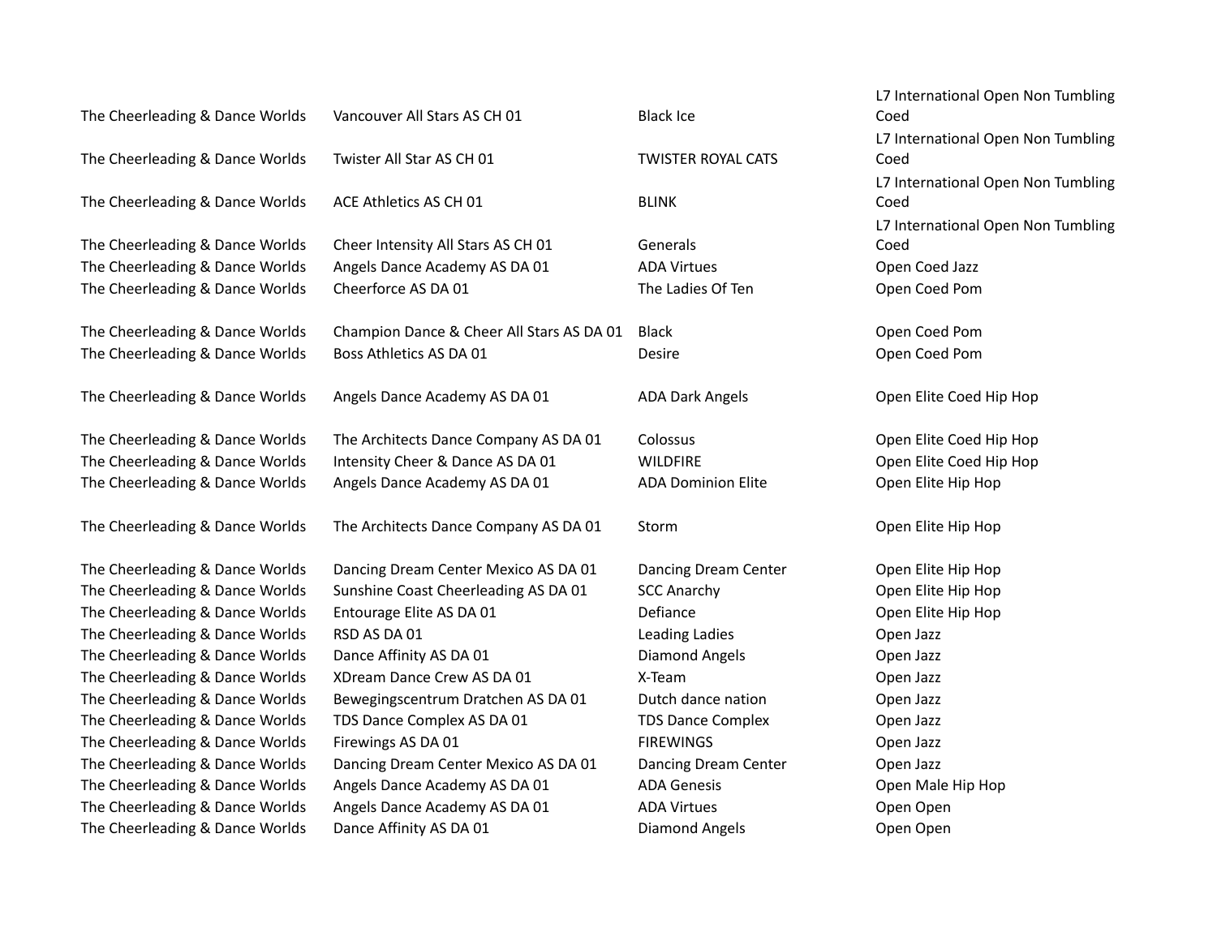| | | | |
|---|---|---|---|
| The Cheerleading & Dance Worlds | Vancouver All Stars AS CH 01 | Black Ice | L7 International Open Non Tumbling Coed |
| The Cheerleading & Dance Worlds | Twister All Star AS CH 01 | TWISTER ROYAL CATS | L7 International Open Non Tumbling Coed |
| The Cheerleading & Dance Worlds | ACE Athletics AS CH 01 | BLINK | L7 International Open Non Tumbling Coed |
| The Cheerleading & Dance Worlds | Cheer Intensity All Stars AS CH 01 | Generals | L7 International Open Non Tumbling Coed |
| The Cheerleading & Dance Worlds | Angels Dance Academy AS DA 01 | ADA Virtues | Open Coed Jazz |
| The Cheerleading & Dance Worlds | Cheerforce AS DA 01 | The Ladies Of Ten | Open Coed Pom |
| The Cheerleading & Dance Worlds | Champion Dance & Cheer All Stars AS DA 01 | Black | Open Coed Pom |
| The Cheerleading & Dance Worlds | Boss Athletics AS DA 01 | Desire | Open Coed Pom |
| The Cheerleading & Dance Worlds | Angels Dance Academy AS DA 01 | ADA Dark Angels | Open Elite Coed Hip Hop |
| The Cheerleading & Dance Worlds | The Architects Dance Company AS DA 01 | Colossus | Open Elite Coed Hip Hop |
| The Cheerleading & Dance Worlds | Intensity Cheer & Dance AS DA 01 | WILDFIRE | Open Elite Coed Hip Hop |
| The Cheerleading & Dance Worlds | Angels Dance Academy AS DA 01 | ADA Dominion Elite | Open Elite Hip Hop |
| The Cheerleading & Dance Worlds | The Architects Dance Company AS DA 01 | Storm | Open Elite Hip Hop |
| The Cheerleading & Dance Worlds | Dancing Dream Center Mexico AS DA 01 | Dancing Dream Center | Open Elite Hip Hop |
| The Cheerleading & Dance Worlds | Sunshine Coast Cheerleading AS DA 01 | SCC Anarchy | Open Elite Hip Hop |
| The Cheerleading & Dance Worlds | Entourage Elite AS DA 01 | Defiance | Open Elite Hip Hop |
| The Cheerleading & Dance Worlds | RSD AS DA 01 | Leading Ladies | Open Jazz |
| The Cheerleading & Dance Worlds | Dance Affinity AS DA 01 | Diamond Angels | Open Jazz |
| The Cheerleading & Dance Worlds | XDream Dance Crew AS DA 01 | X-Team | Open Jazz |
| The Cheerleading & Dance Worlds | Bewegingscentrum Dratchen AS DA 01 | Dutch dance nation | Open Jazz |
| The Cheerleading & Dance Worlds | TDS Dance Complex AS DA 01 | TDS Dance Complex | Open Jazz |
| The Cheerleading & Dance Worlds | Firewings AS DA 01 | FIREWINGS | Open Jazz |
| The Cheerleading & Dance Worlds | Dancing Dream Center Mexico AS DA 01 | Dancing Dream Center | Open Jazz |
| The Cheerleading & Dance Worlds | Angels Dance Academy AS DA 01 | ADA Genesis | Open Male Hip Hop |
| The Cheerleading & Dance Worlds | Angels Dance Academy AS DA 01 | ADA Virtues | Open Open |
| The Cheerleading & Dance Worlds | Dance Affinity AS DA 01 | Diamond Angels | Open Open |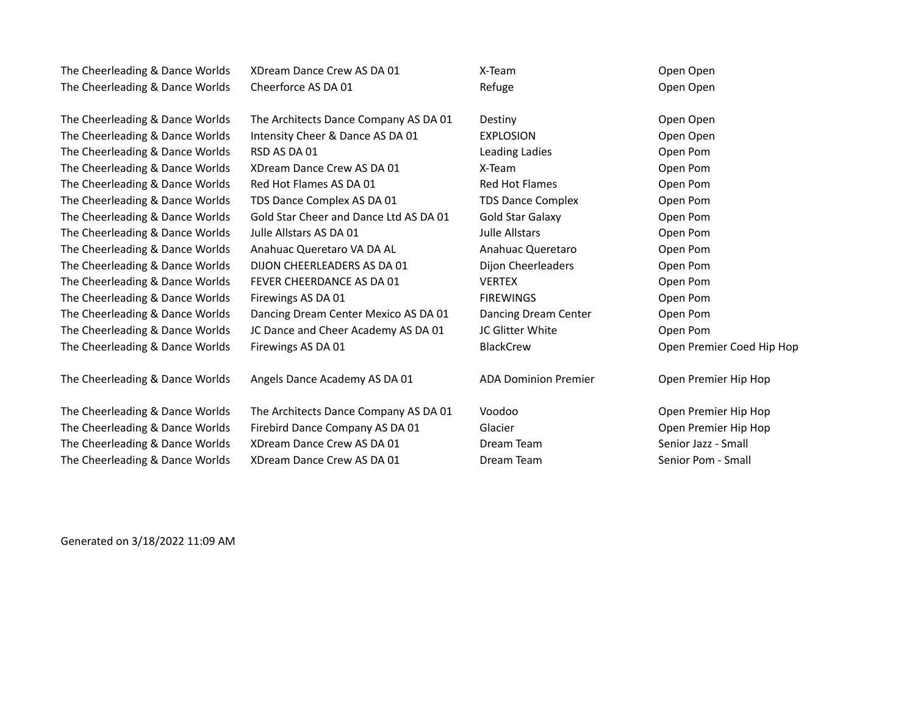| | | | |
|---|---|---|---|
| The Cheerleading & Dance Worlds | XDream Dance Crew AS DA 01 | X-Team | Open Open |
| The Cheerleading & Dance Worlds | Cheerforce AS DA 01 | Refuge | Open Open |
| The Cheerleading & Dance Worlds | The Architects Dance Company AS DA 01 | Destiny | Open Open |
| The Cheerleading & Dance Worlds | Intensity Cheer & Dance AS DA 01 | EXPLOSION | Open Open |
| The Cheerleading & Dance Worlds | RSD AS DA 01 | Leading Ladies | Open Pom |
| The Cheerleading & Dance Worlds | XDream Dance Crew AS DA 01 | X-Team | Open Pom |
| The Cheerleading & Dance Worlds | Red Hot Flames AS DA 01 | Red Hot Flames | Open Pom |
| The Cheerleading & Dance Worlds | TDS Dance Complex AS DA 01 | TDS Dance Complex | Open Pom |
| The Cheerleading & Dance Worlds | Gold Star Cheer and Dance Ltd AS DA 01 | Gold Star Galaxy | Open Pom |
| The Cheerleading & Dance Worlds | Julle Allstars AS DA 01 | Julle Allstars | Open Pom |
| The Cheerleading & Dance Worlds | Anahuac Queretaro VA DA AL | Anahuac Queretaro | Open Pom |
| The Cheerleading & Dance Worlds | DIJON CHEERLEADERS AS DA 01 | Dijon Cheerleaders | Open Pom |
| The Cheerleading & Dance Worlds | FEVER CHEERDANCE AS DA 01 | VERTEX | Open Pom |
| The Cheerleading & Dance Worlds | Firewings AS DA 01 | FIREWINGS | Open Pom |
| The Cheerleading & Dance Worlds | Dancing Dream Center Mexico AS DA 01 | Dancing Dream Center | Open Pom |
| The Cheerleading & Dance Worlds | JC Dance and Cheer Academy AS DA 01 | JC Glitter White | Open Pom |
| The Cheerleading & Dance Worlds | Firewings AS DA 01 | BlackCrew | Open Premier Coed Hip Hop |
| The Cheerleading & Dance Worlds | Angels Dance Academy AS DA 01 | ADA Dominion Premier | Open Premier Hip Hop |
| The Cheerleading & Dance Worlds | The Architects Dance Company AS DA 01 | Voodoo | Open Premier Hip Hop |
| The Cheerleading & Dance Worlds | Firebird Dance Company AS DA 01 | Glacier | Open Premier Hip Hop |
| The Cheerleading & Dance Worlds | XDream Dance Crew AS DA 01 | Dream Team | Senior Jazz - Small |
| The Cheerleading & Dance Worlds | XDream Dance Crew AS DA 01 | Dream Team | Senior Pom - Small |

Generated on 3/18/2022 11:09 AM